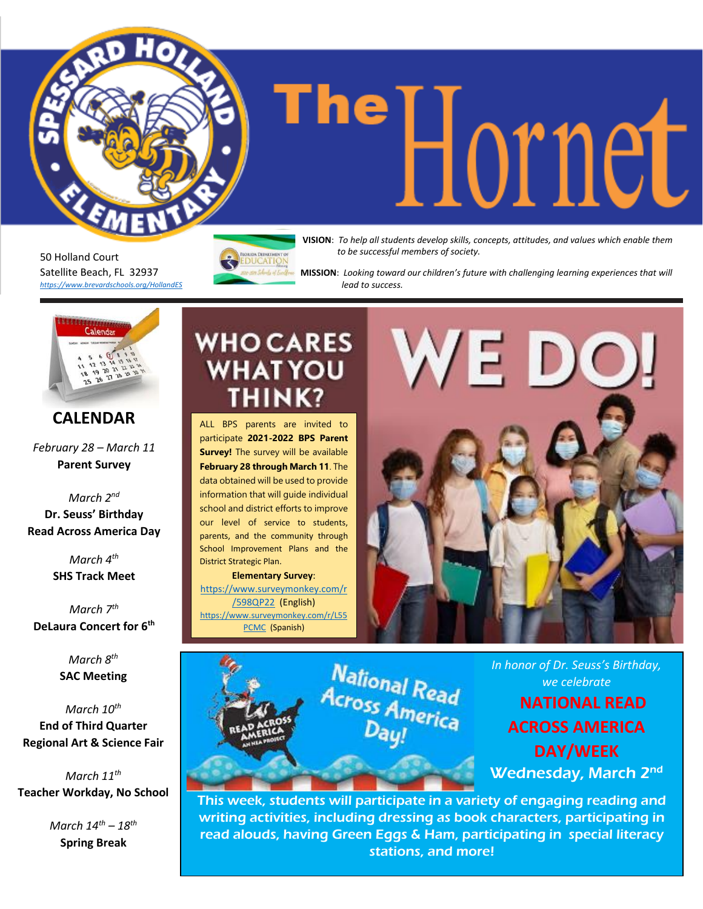# The Hornet

Spessard Holland Elementary

50 Holland Court
Satellite Beach, FL 32937
https://www.brevardschools.org/HollandES

**VISION**: *To help all students develop skills, concepts, attitudes, and values which enable them to be successful members of society.*

**MISSION**: *Looking toward our children's future with challenging learning experiences that will lead to success.*

## CALENDAR

*February 28 – March 11*
**Parent Survey**

*March 2nd*
**Dr. Seuss' Birthday**
**Read Across America Day**

*March 4th*
**SHS Track Meet**

*March 7th*
**DeLaura Concert for 6th**

*March 8th*
**SAC Meeting**

*March 10th*
**End of Third Quarter**
**Regional Art & Science Fair**

*March 11th*
**Teacher Workday, No School**

*March 14th – 18th*
**Spring Break**

## WHO CARES WHAT YOU THINK? WE DO!

ALL BPS parents are invited to participate **2021-2022 BPS Parent Survey!** The survey will be available **February 28 through March 11**. The data obtained will be used to provide information that will guide individual school and district efforts to improve our level of service to students, parents, and the community through School Improvement Plans and the District Strategic Plan.

**Elementary Survey**:
https://www.surveymonkey.com/r/598QP22 (English)
https://www.surveymonkey.com/r/L55PCMC (Spanish)

## National Read Across America Day!

*In honor of Dr. Seuss's Birthday, we celebrate*

**NATIONAL READ ACROSS AMERICA DAY/WEEK**

**Wednesday, March 2nd**

This week, students will participate in a variety of engaging reading and writing activities, including dressing as book characters, participating in read alouds, having Green Eggs & Ham, participating in special literacy stations, and more!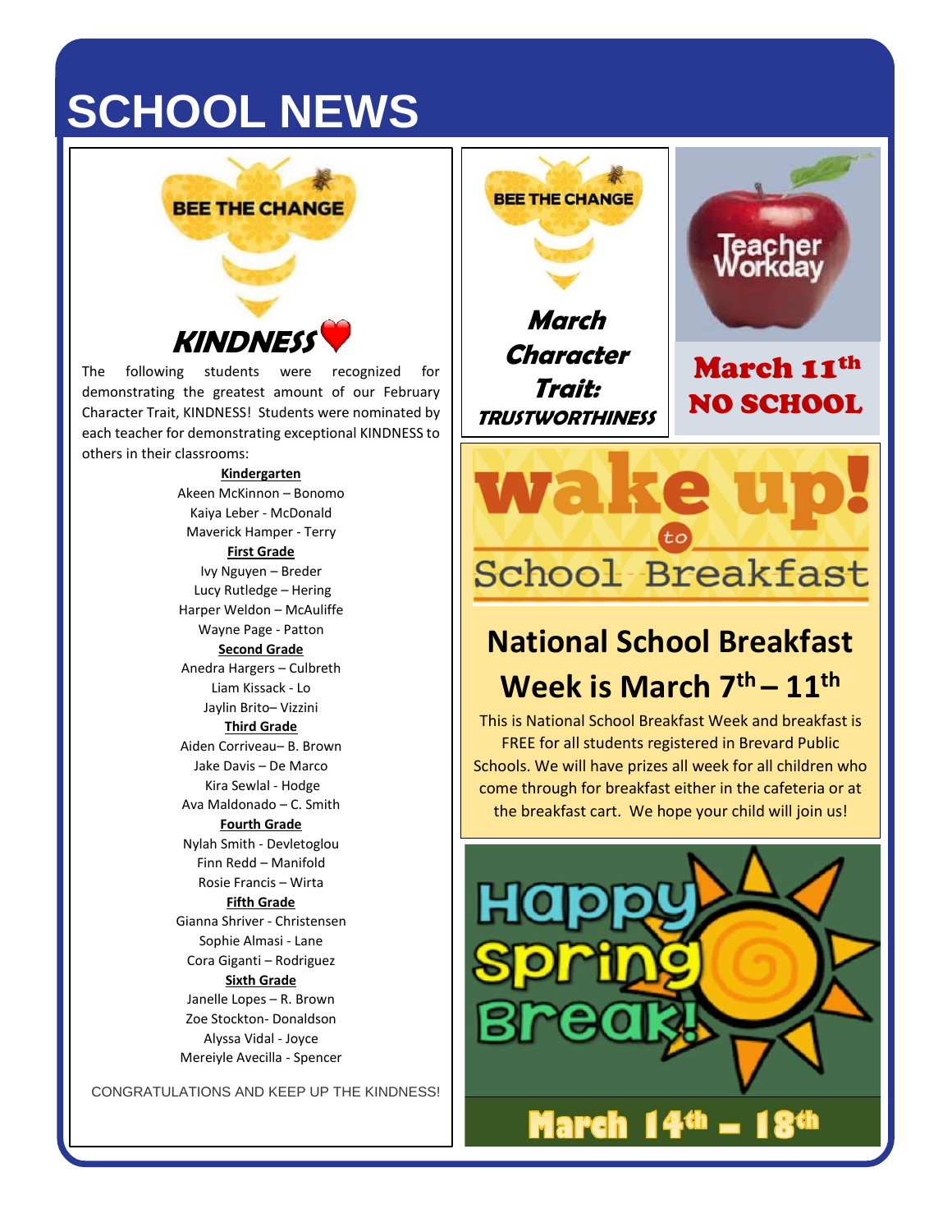# SCHOOL NEWS

BEE THE CHANGE

## KINDNESS

The following students were recognized for demonstrating the greatest amount of our February Character Trait, KINDNESS! Students were nominated by each teacher for demonstrating exceptional KINDNESS to others in their classrooms:

**Kindergarten**
Akeen McKinnon – Bonomo
Kaiya Leber - McDonald
Maverick Hamper - Terry

**First Grade**
Ivy Nguyen – Breder
Lucy Rutledge – Hering
Harper Weldon – McAuliffe
Wayne Page - Patton

**Second Grade**
Anedra Hargers – Culbreth
Liam Kissack - Lo
Jaylin Brito– Vizzini

**Third Grade**
Aiden Corriveau– B. Brown
Jake Davis – De Marco
Kira Sewlal - Hodge
Ava Maldonado – C. Smith

**Fourth Grade**
Nylah Smith - Devletoglou
Finn Redd – Manifold
Rosie Francis – Wirta

**Fifth Grade**
Gianna Shriver - Christensen
Sophie Almasi - Lane
Cora Giganti – Rodriguez

**Sixth Grade**
Janelle Lopes – R. Brown
Zoe Stockton- Donaldson
Alyssa Vidal - Joyce
Mereiyle Avecilla - Spencer

CONGRATULATIONS AND KEEP UP THE KINDNESS!

BEE THE CHANGE

***March Character Trait: TRUSTWORTHINESS***

Teacher Workday

**March 11th NO SCHOOL**

wake up! to School Breakfast

## National School Breakfast Week is March 7th – 11th

This is National School Breakfast Week and breakfast is FREE for all students registered in Brevard Public Schools. We will have prizes all week for all children who come through for breakfast either in the cafeteria or at the breakfast cart. We hope your child will join us!

Happy Spring Break!

**March 14th – 18th**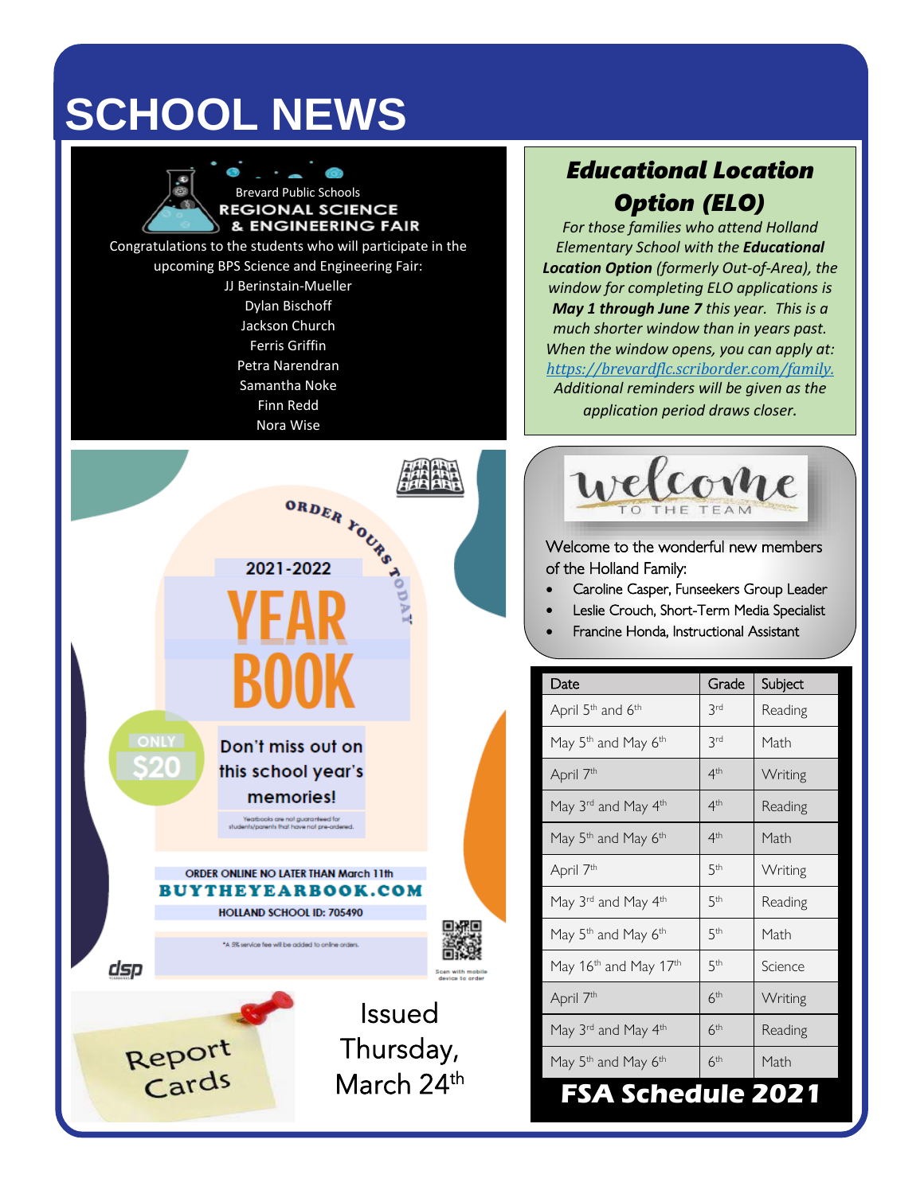# SCHOOL NEWS

Brevard Public Schools
**REGIONAL SCIENCE & ENGINEERING FAIR**

Congratulations to the students who will participate in the upcoming BPS Science and Engineering Fair:

JJ Berinstain-Mueller
Dylan Bischoff
Jackson Church
Ferris Griffin
Petra Narendran
Samantha Noke
Finn Redd
Nora Wise

ORDER YOURS TODAY

2021-2022

**YEAR BOOK**

ONLY $20

Don't miss out on this school year's memories!

Yearbooks are not guaranteed for students/parents that have not pre-ordered.

ORDER ONLINE NO LATER THAN March 11th
**BUYTHEYEARBOOK.COM**
HOLLAND SCHOOL ID: 705490

*A 5% service fee will be added to online orders.

Scan with mobile device to order

Report Cards

Issued Thursday, March 24th

## *Educational Location Option (ELO)*

*For those families who attend Holland Elementary School with the **Educational Location Option** (formerly Out-of-Area), the window for completing ELO applications is **May 1 through June 7** this year. This is a much shorter window than in years past. When the window opens, you can apply at: https://brevardfl.scriborder.com/family. Additional reminders will be given as the application period draws closer.*

welcome TO THE TEAM

Welcome to the wonderful new members of the Holland Family:

- Caroline Casper, Funseekers Group Leader
- Leslie Crouch, Short-Term Media Specialist
- Francine Honda, Instructional Assistant

| Date | Grade | Subject |
|---|---|---|
| April 5th and 6th | 3rd | Reading |
| May 5th and May 6th | 3rd | Math |
| April 7th | 4th | Writing |
| May 3rd and May 4th | 4th | Reading |
| May 5th and May 6th | 4th | Math |
| April 7th | 5th | Writing |
| May 3rd and May 4th | 5th | Reading |
| May 5th and May 6th | 5th | Math |
| May 16th and May 17th | 5th | Science |
| April 7th | 6th | Writing |
| May 3rd and May 4th | 6th | Reading |
| May 5th and May 6th | 6th | Math |

**FSA Schedule 2021**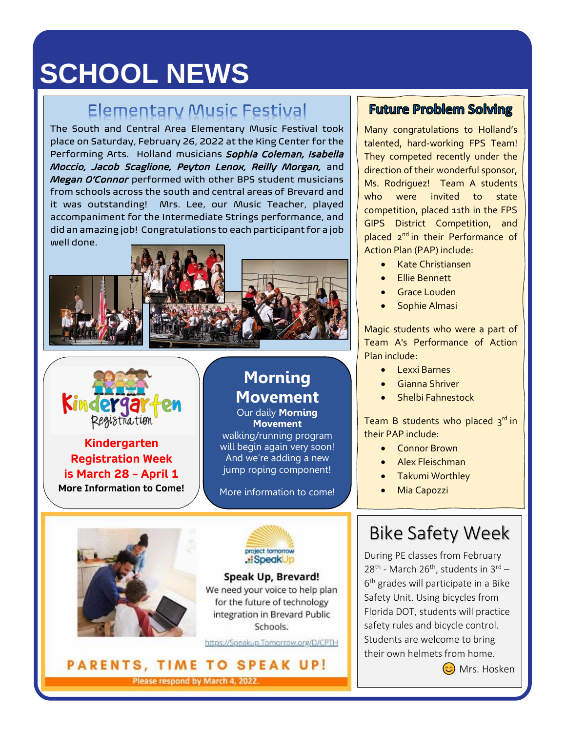# SCHOOL NEWS

## Elementary Music Festival

The South and Central Area Elementary Music Festival took place on Saturday, February 26, 2022 at the King Center for the Performing Arts. Holland musicians ***Sophia Coleman, Isabella Moccio, Jacob Scaglione, Peyton Lenox, Reilly Morgan,*** and ***Megan O'Connor*** performed with other BPS student musicians from schools across the south and central areas of Brevard and it was outstanding! Mrs. Lee, our Music Teacher, played accompaniment for the Intermediate Strings performance, and did an amazing job! Congratulations to each participant for a job well done.

## Kindergarten Registration

**Kindergarten Registration Week is March 28 – April 1**

**More Information to Come!**

## Morning Movement

Our daily **Morning Movement** walking/running program will begin again very soon! And we're adding a new jump roping component!

More information to come!

## Future Problem Solving

Many congratulations to Holland's talented, hard-working FPS Team! They competed recently under the direction of their wonderful sponsor, Ms. Rodriguez! Team A students who were invited to state competition, placed 11th in the FPS GIPS District Competition, and placed 2nd in their Performance of Action Plan (PAP) include:

- Kate Christiansen
- Ellie Bennett
- Grace Louden
- Sophie Almasi

Magic students who were a part of Team A's Performance of Action Plan include:

- Lexxi Barnes
- Gianna Shriver
- Shelbi Fahnestock

Team B students who placed 3rd in their PAP include:

- Connor Brown
- Alex Fleischman
- Takumi Worthley
- Mia Capozzi

## project tomorrow SpeakUp

**Speak Up, Brevard!**

We need your voice to help plan for the future of technology integration in Brevard Public Schools.

https://Speakup.Tomorrow.org/D/CPTH

**PARENTS, TIME TO SPEAK UP!**

Please respond by March 4, 2022.

## Bike Safety Week

During PE classes from February 28th - March 26th, students in 3rd – 6th grades will participate in a Bike Safety Unit. Using bicycles from Florida DOT, students will practice safety rules and bicycle control. Students are welcome to bring their own helmets from home.

😊 Mrs. Hosken